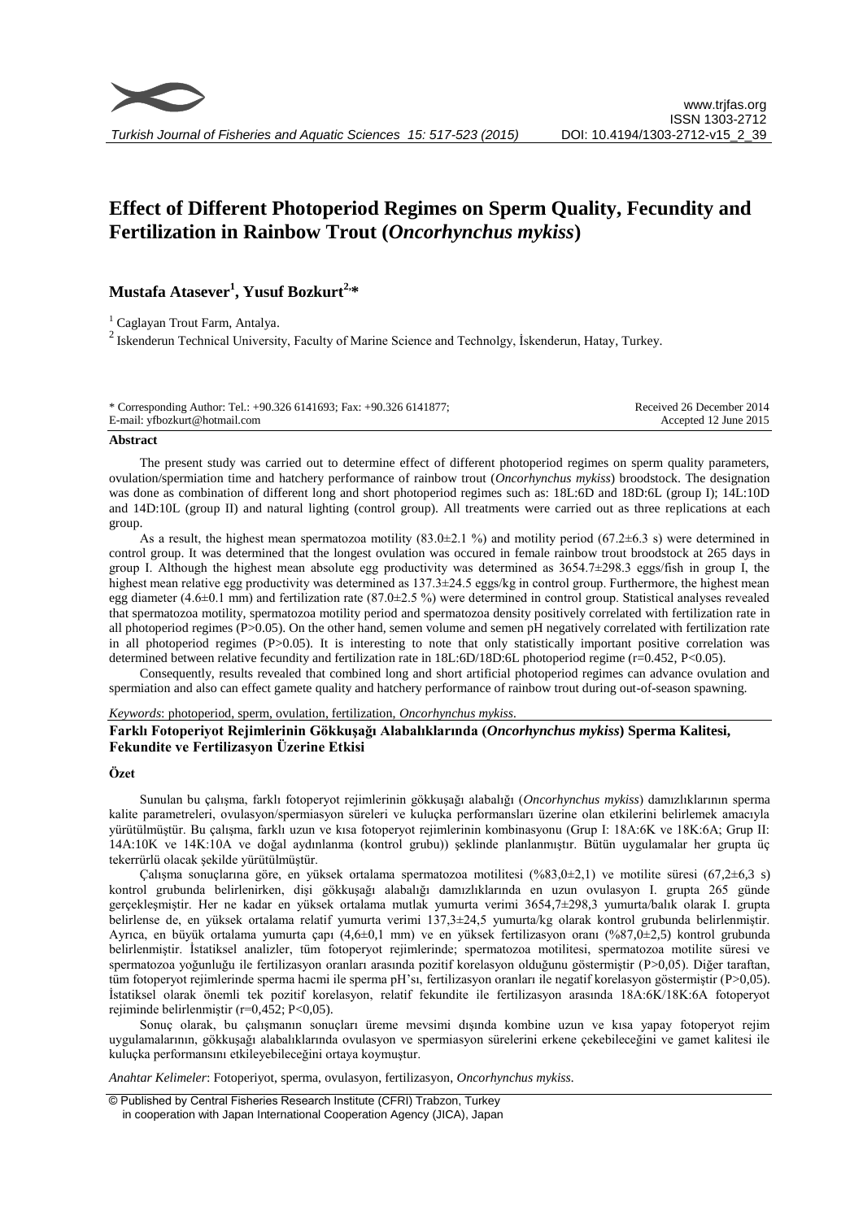# Effect of Different Photoperiod Regimes on Sperm Quality, Fecundity and Fertilization in Rainbow Trout (*Oncorhynchus mykiss*)

**Mustafa Atasever[1], Yusuf Bozkurt[2,*]**

[1] Caglayan Trout Farm, Antalya.

[2] Iskenderun Technical University, Faculty of Marine Science and Technolgy, İskenderun, Hatay, Turkey.

\* Corresponding Author: Tel.: +90.326 6141693; Fax: +90.326 6141877;
E-mail: yfbozkurt@hotmail.com

Received 26 December 2014
Accepted 12 June 2015

## Abstract

The present study was carried out to determine effect of different photoperiod regimes on sperm quality parameters, ovulation/spermiation time and hatchery performance of rainbow trout (*Oncorhynchus mykiss*) broodstock. The designation was done as combination of different long and short photoperiod regimes such as: 18L:6D and 18D:6L (group I); 14L:10D and 14D:10L (group II) and natural lighting (control group). All treatments were carried out as three replications at each group.

As a result, the highest mean spermatozoa motility (83.0±2.1 %) and motility period (67.2±6.3 s) were determined in control group. It was determined that the longest ovulation was occured in female rainbow trout broodstock at 265 days in group I. Although the highest mean absolute egg productivity was determined as 3654.7±298.3 eggs/fish in group I, the highest mean relative egg productivity was determined as 137.3±24.5 eggs/kg in control group. Furthermore, the highest mean egg diameter (4.6±0.1 mm) and fertilization rate (87.0±2.5 %) were determined in control group. Statistical analyses revealed that spermatozoa motility, spermatozoa motility period and spermatozoa density positively correlated with fertilization rate in all photoperiod regimes ($P>0.05$). On the other hand, semen volume and semen pH negatively correlated with fertilization rate in all photoperiod regimes ($P>0.05$). It is interesting to note that only statistically important positive correlation was determined between relative fecundity and fertilization rate in 18L:6D/18D:6L photoperiod regime ($r=0.452$, $P<0.05$).

Consequently, results revealed that combined long and short artificial photoperiod regimes can advance ovulation and spermiation and also can effect gamete quality and hatchery performance of rainbow trout during out-of-season spawning.

*Keywords*: photoperiod, sperm, ovulation, fertilization, *Oncorhynchus mykiss*.

## Farklı Fotoperiyot Rejimlerinin Gökkuşağı Alabalıklarında (*Oncorhynchus mykiss*) Sperma Kalitesi, Fekundite ve Fertilizasyon Üzerine Etkisi

### Özet

Sunulan bu çalışma, farklı fotoperyot rejimlerinin gökkuşağı alabalığı (*Oncorhynchus mykiss*) damızlıklarının sperma kalite parametreleri, ovulasyon/spermiasyon süreleri ve kuluçka performansları üzerine olan etkilerini belirlemek amacıyla yürütülmüştür. Bu çalışma, farklı uzun ve kısa fotoperyot rejimlerinin kombinasyonu (Grup I: 18A:6K ve 18K:6A; Grup II: 14A:10K ve 14K:10A ve doğal aydınlanma (kontrol grubu)) şeklinde planlanmıştır. Bütün uygulamalar her grupta üç tekerrürlü olacak şekilde yürütülmüştür.

Çalışma sonuçlarına göre, en yüksek ortalama spermatozoa motilitesi (%83,0±2,1) ve motilite süresi (67,2±6,3 s) kontrol grubunda belirlenirken, dişi gökkuşağı alabalığı damızlıklarında en uzun ovulasyon I. grupta 265 günde gerçekleşmiştir. Her ne kadar en yüksek ortalama mutlak yumurta verimi 3654,7±298,3 yumurta/balık olarak I. grupta belirlense de, en yüksek ortalama relatif yumurta verimi 137,3±24,5 yumurta/kg olarak kontrol grubunda belirlenmiştir. Ayrıca, en büyük ortalama yumurta çapı (4,6±0,1 mm) ve en yüksek fertilizasyon oranı (%87,0±2,5) kontrol grubunda belirlenmiştir. İstatiksel analizler, tüm fotoperyot rejimlerinde; spermatozoa motilitesi, spermatozoa motilite süresi ve spermatozoa yoğunluğu ile fertilizasyon oranları arasında pozitif korelasyon olduğunu göstermiştir ($P>0,05$). Diğer taraftan, tüm fotoperyot rejimlerinde sperma hacmi ile sperma pH'sı, fertilizasyon oranları ile negatif korelasyon göstermiştir ($P>0,05$). İstatiksel olarak önemli tek pozitif korelasyon, relatif fekundite ile fertilizasyon arasında 18A:6K/18K:6A fotoperyot rejiminde belirlenmiştir ($r=0,452$; $P<0,05$).

Sonuç olarak, bu çalışmanın sonuçları üreme mevsimi dışında kombine uzun ve kısa yapay fotoperyot rejim uygulamalarının, gökkuşağı alabalıklarında ovulasyon ve spermiasyon sürelerini erkene çekebileceğini ve gamet kalitesi ile kuluçka performansını etkileyebileceğini ortaya koymuştur.

*Anahtar Kelimeler*: Fotoperiyot, sperma, ovulasyon, fertilizasyon, *Oncorhynchus mykiss*.

© Published by Central Fisheries Research Institute (CFRI) Trabzon, Turkey in cooperation with Japan International Cooperation Agency (JICA), Japan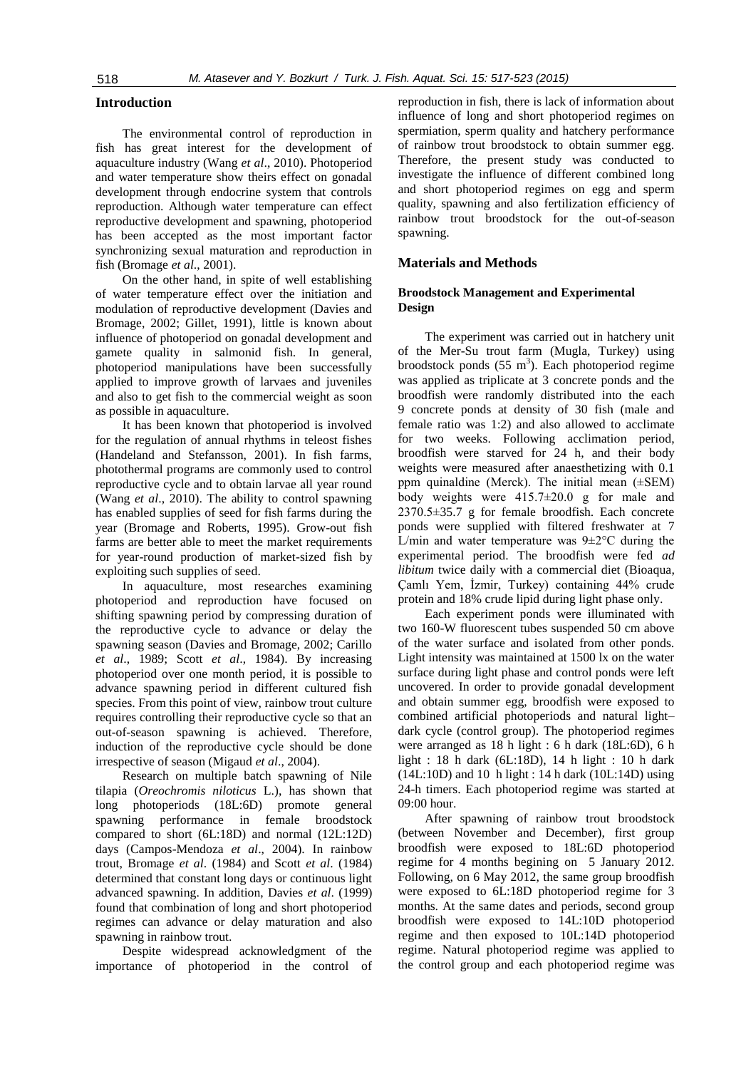## Introduction

The environmental control of reproduction in fish has great interest for the development of aquaculture industry (Wang *et al*., 2010). Photoperiod and water temperature show theirs effect on gonadal development through endocrine system that controls reproduction. Although water temperature can effect reproductive development and spawning, photoperiod has been accepted as the most important factor synchronizing sexual maturation and reproduction in fish (Bromage *et al*., 2001).

On the other hand, in spite of well establishing of water temperature effect over the initiation and modulation of reproductive development (Davies and Bromage, 2002; Gillet, 1991), little is known about influence of photoperiod on gonadal development and gamete quality in salmonid fish. In general, photoperiod manipulations have been successfully applied to improve growth of larvaes and juveniles and also to get fish to the commercial weight as soon as possible in aquaculture.

It has been known that photoperiod is involved for the regulation of annual rhythms in teleost fishes (Handeland and Stefansson, 2001). In fish farms, photothermal programs are commonly used to control reproductive cycle and to obtain larvae all year round (Wang *et al*., 2010). The ability to control spawning has enabled supplies of seed for fish farms during the year (Bromage and Roberts, 1995). Grow-out fish farms are better able to meet the market requirements for year-round production of market-sized fish by exploiting such supplies of seed.

In aquaculture, most researches examining photoperiod and reproduction have focused on shifting spawning period by compressing duration of the reproductive cycle to advance or delay the spawning season (Davies and Bromage, 2002; Carillo *et al*., 1989; Scott *et al*., 1984). By increasing photoperiod over one month period, it is possible to advance spawning period in different cultured fish species. From this point of view, rainbow trout culture requires controlling their reproductive cycle so that an out-of-season spawning is achieved. Therefore, induction of the reproductive cycle should be done irrespective of season (Migaud *et al*., 2004).

Research on multiple batch spawning of Nile tilapia (*Oreochromis niloticus* L.), has shown that long photoperiods (18L:6D) promote general spawning performance in female broodstock compared to short (6L:18D) and normal (12L:12D) days (Campos-Mendoza *et al*., 2004). In rainbow trout, Bromage *et al*. (1984) and Scott *et al*. (1984) determined that constant long days or continuous light advanced spawning. In addition, Davies *et al*. (1999) found that combination of long and short photoperiod regimes can advance or delay maturation and also spawning in rainbow trout.

Despite widespread acknowledgment of the importance of photoperiod in the control of reproduction in fish, there is lack of information about influence of long and short photoperiod regimes on spermiation, sperm quality and hatchery performance of rainbow trout broodstock to obtain summer egg. Therefore, the present study was conducted to investigate the influence of different combined long and short photoperiod regimes on egg and sperm quality, spawning and also fertilization efficiency of rainbow trout broodstock for the out-of-season spawning.

## Materials and Methods

### Broodstock Management and Experimental Design

The experiment was carried out in hatchery unit of the Mer-Su trout farm (Mugla, Turkey) using broodstock ponds (55 $m^3$). Each photoperiod regime was applied as triplicate at 3 concrete ponds and the broodfish were randomly distributed into the each 9 concrete ponds at density of 30 fish (male and female ratio was 1:2) and also allowed to acclimate for two weeks. Following acclimation period, broodfish were starved for 24 h, and their body weights were measured after anaesthetizing with 0.1 ppm quinaldine (Merck). The initial mean (±SEM) body weights were 415.7±20.0 g for male and 2370.5±35.7 g for female broodfish. Each concrete ponds were supplied with filtered freshwater at 7 L/min and water temperature was 9±2°C during the experimental period. The broodfish were fed *ad libitum* twice daily with a commercial diet (Bioaqua, Çamlı Yem, İzmir, Turkey) containing 44% crude protein and 18% crude lipid during light phase only.

Each experiment ponds were illuminated with two 160-W fluorescent tubes suspended 50 cm above of the water surface and isolated from other ponds. Light intensity was maintained at 1500 lx on the water surface during light phase and control ponds were left uncovered. In order to provide gonadal development and obtain summer egg, broodfish were exposed to combined artificial photoperiods and natural light–dark cycle (control group). The photoperiod regimes were arranged as 18 h light : 6 h dark (18L:6D), 6 h light : 18 h dark (6L:18D), 14 h light : 10 h dark (14L:10D) and 10 h light : 14 h dark (10L:14D) using 24-h timers. Each photoperiod regime was started at 09:00 hour.

After spawning of rainbow trout broodstock (between November and December), first group broodfish were exposed to 18L:6D photoperiod regime for 4 months begining on 5 January 2012. Following, on 6 May 2012, the same group broodfish were exposed to 6L:18D photoperiod regime for 3 months. At the same dates and periods, second group broodfish were exposed to 14L:10D photoperiod regime and then exposed to 10L:14D photoperiod regime. Natural photoperiod regime was applied to the control group and each photoperiod regime was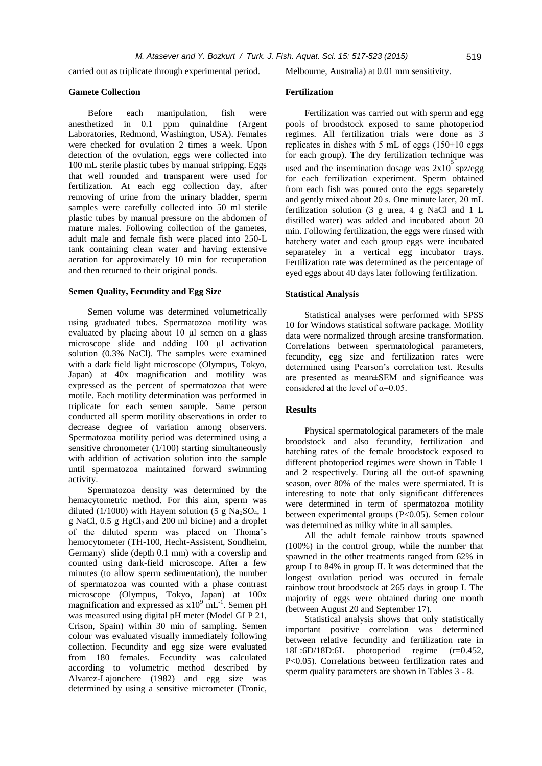carried out as triplicate through experimental period.

### Gamete Collection

Before each manipulation, fish were anesthetized in 0.1 ppm quinaldine (Argent Laboratories, Redmond, Washington, USA). Females were checked for ovulation 2 times a week. Upon detection of the ovulation, eggs were collected into 100 mL sterile plastic tubes by manual stripping. Eggs that well rounded and transparent were used for fertilization. At each egg collection day, after removing of urine from the urinary bladder, sperm samples were carefully collected into 50 ml sterile plastic tubes by manual pressure on the abdomen of mature males. Following collection of the gametes, adult male and female fish were placed into 250-L tank containing clean water and having extensive aeration for approximately 10 min for recuperation and then returned to their original ponds.

### Semen Quality, Fecundity and Egg Size

Semen volume was determined volumetrically using graduated tubes. Spermatozoa motility was evaluated by placing about 10 µl semen on a glass microscope slide and adding 100 µl activation solution (0.3% NaCl). The samples were examined with a dark field light microscope (Olympus, Tokyo, Japan) at 40x magnification and motility was expressed as the percent of spermatozoa that were motile. Each motility determination was performed in triplicate for each semen sample. Same person conducted all sperm motility observations in order to decrease degree of variation among observers. Spermatozoa motility period was determined using a sensitive chronometer (1/100) starting simultaneously with addition of activation solution into the sample until spermatozoa maintained forward swimming activity.

Spermatozoa density was determined by the hemacytometric method. For this aim, sperm was diluted (1/1000) with Hayem solution (5 g $Na_2SO_4$, 1 g NaCl, 0.5 g $HgCl_2$ and 200 ml bicine) and a droplet of the diluted sperm was placed on Thoma's hemocytometer (TH-100, Hecht-Assistent, Sondheim, Germany) slide (depth 0.1 mm) with a coverslip and counted using dark-field microscope. After a few minutes (to allow sperm sedimentation), the number of spermatozoa was counted with a phase contrast microscope (Olympus, Tokyo, Japan) at 100x magnification and expressed as $x10^9$ $mL^{-1}$. Semen pH was measured using digital pH meter (Model GLP 21, Crison, Spain) within 30 min of sampling. Semen colour was evaluated visually immediately following collection. Fecundity and egg size were evaluated from 180 females. Fecundity was calculated according to volumetric method described by Alvarez-Lajonchere (1982) and egg size was determined by using a sensitive micrometer (Tronic, Melbourne, Australia) at 0.01 mm sensitivity.

### Fertilization

Fertilization was carried out with sperm and egg pools of broodstock exposed to same photoperiod regimes. All fertilization trials were done as 3 replicates in dishes with 5 mL of eggs (150±10 eggs for each group). The dry fertilization technique was used and the insemination dosage was $2x10^5$ spz/egg for each fertilization experiment. Sperm obtained from each fish was poured onto the eggs separetely and gently mixed about 20 s. One minute later, 20 mL fertilization solution (3 g urea, 4 g NaCl and 1 L distilled water) was added and incubated about 20 min. Following fertilization, the eggs were rinsed with hatchery water and each group eggs were incubated separateley in a vertical egg incubator trays. Fertilization rate was determined as the percentage of eyed eggs about 40 days later following fertilization.

### Statistical Analysis

Statistical analyses were performed with SPSS 10 for Windows statistical software package. Motility data were normalized through arcsine transformation. Correlations between spermatological parameters, fecundity, egg size and fertilization rates were determined using Pearson's correlation test. Results are presented as mean±SEM and significance was considered at the level of $\alpha$=0.05.

## Results

Physical spermatological parameters of the male broodstock and also fecundity, fertilization and hatching rates of the female broodstock exposed to different photoperiod regimes were shown in Table 1 and 2 respectively. During all the out-of spawning season, over 80% of the males were spermiated. It is interesting to note that only significant differences were determined in term of spermatozoa motility between experimental groups ($P<0.05$). Semen colour was determined as milky white in all samples.

All the adult female rainbow trouts spawned (100%) in the control group, while the number that spawned in the other treatments ranged from 62% in group I to 84% in group II. It was determined that the longest ovulation period was occured in female rainbow trout broodstock at 265 days in group I. The majority of eggs were obtained during one month (between August 20 and September 17).

Statistical analysis shows that only statistically important positive correlation was determined between relative fecundity and fertilization rate in 18L:6D/18D:6L photoperiod regime ($r=0.452$, $P<0.05$). Correlations between fertilization rates and sperm quality parameters are shown in Tables 3 - 8.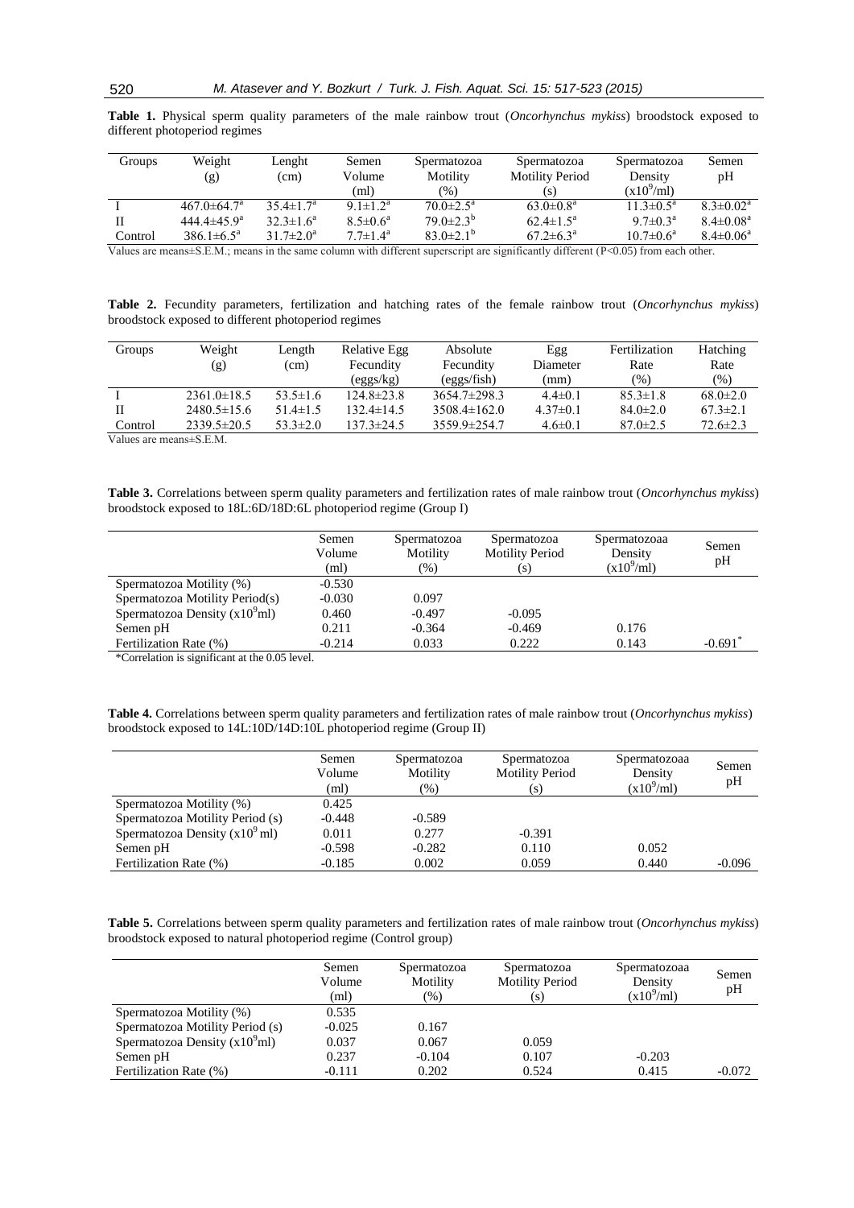**Table 1.** Physical sperm quality parameters of the male rainbow trout (*Oncorhynchus mykiss*) broodstock exposed to different photoperiod regimes

| Groups | Weight (g) | Lenght (cm) | Semen Volume (ml) | Spermatozoa Motility (%) | Spermatozoa Motility Period (s) | Spermatozoa Density ($x10^9$/ml) | Semen pH |
|---|---|---|---|---|---|---|---|
| I | 467.0±64.7[a] | 35.4±1.7[a] | 9.1±1.2[a] | 70.0±2.5[a] | 63.0±0.8[a] | 11.3±0.5[a] | 8.3±0.02[a] |
| II | 444.4±45.9[a] | 32.3±1.6[a] | 8.5±0.6[a] | 79.0±2.3[b] | 62.4±1.5[a] | 9.7±0.3[a] | 8.4±0.08[a] |
| Control | 386.1±6.5[a] | 31.7±2.0[a] | 7.7±1.4[a] | 83.0±2.1[b] | 67.2±6.3[a] | 10.7±0.6[a] | 8.4±0.06[a] |

Values are means±S.E.M.; means in the same column with different superscript are significantly different (P<0.05) from each other.

**Table 2.** Fecundity parameters, fertilization and hatching rates of the female rainbow trout (*Oncorhynchus mykiss*) broodstock exposed to different photoperiod regimes

| Groups | Weight (g) | Length (cm) | Relative Egg Fecundity (eggs/kg) | Absolute Fecundity (eggs/fish) | Egg Diameter (mm) | Fertilization Rate (%) | Hatching Rate (%) |
|---|---|---|---|---|---|---|---|
| I | 2361.0±18.5 | 53.5±1.6 | 124.8±23.8 | 3654.7±298.3 | 4.4±0.1 | 85.3±1.8 | 68.0±2.0 |
| II | 2480.5±15.6 | 51.4±1.5 | 132.4±14.5 | 3508.4±162.0 | 4.37±0.1 | 84.0±2.0 | 67.3±2.1 |
| Control | 2339.5±20.5 | 53.3±2.0 | 137.3±24.5 | 3559.9±254.7 | 4.6±0.1 | 87.0±2.5 | 72.6±2.3 |

Values are means±S.E.M.

**Table 3.** Correlations between sperm quality parameters and fertilization rates of male rainbow trout (*Oncorhynchus mykiss*) broodstock exposed to 18L:6D/18D:6L photoperiod regime (Group I)

| | Semen Volume (ml) | Spermatozoa Motility (%) | Spermatozoa Motility Period (s) | Spermatozoaa Density ($x10^9$/ml) | Semen pH |
|---|---|---|---|---|---|
| Spermatozoa Motility (%) | -0.530 | | | | |
| Spermatozoa Motility Period(s) | -0.030 | 0.097 | | | |
| Spermatozoa Density ($x10^9$ml) | 0.460 | -0.497 | -0.095 | | |
| Semen pH | 0.211 | -0.364 | -0.469 | 0.176 | |
| Fertilization Rate (%) | -0.214 | 0.033 | 0.222 | 0.143 | -0.691* |

*Correlation is significant at the 0.05 level.

**Table 4.** Correlations between sperm quality parameters and fertilization rates of male rainbow trout (*Oncorhynchus mykiss*) broodstock exposed to 14L:10D/14D:10L photoperiod regime (Group II)

| | Semen Volume (ml) | Spermatozoa Motility (%) | Spermatozoa Motility Period (s) | Spermatozoaa Density ($x10^9$/ml) | Semen pH |
|---|---|---|---|---|---|
| Spermatozoa Motility (%) | 0.425 | | | | |
| Spermatozoa Motility Period (s) | -0.448 | -0.589 | | | |
| Spermatozoa Density ($x10^9$ml) | 0.011 | 0.277 | -0.391 | | |
| Semen pH | -0.598 | -0.282 | 0.110 | 0.052 | |
| Fertilization Rate (%) | -0.185 | 0.002 | 0.059 | 0.440 | -0.096 |

**Table 5.** Correlations between sperm quality parameters and fertilization rates of male rainbow trout (*Oncorhynchus mykiss*) broodstock exposed to natural photoperiod regime (Control group)

| | Semen Volume (ml) | Spermatozoa Motility (%) | Spermatozoa Motility Period (s) | Spermatozoaa Density ($x10^9$/ml) | Semen pH |
|---|---|---|---|---|---|
| Spermatozoa Motility (%) | 0.535 | | | | |
| Spermatozoa Motility Period (s) | -0.025 | 0.167 | | | |
| Spermatozoa Density ($x10^9$ml) | 0.037 | 0.067 | 0.059 | | |
| Semen pH | 0.237 | -0.104 | 0.107 | -0.203 | |
| Fertilization Rate (%) | -0.111 | 0.202 | 0.524 | 0.415 | -0.072 |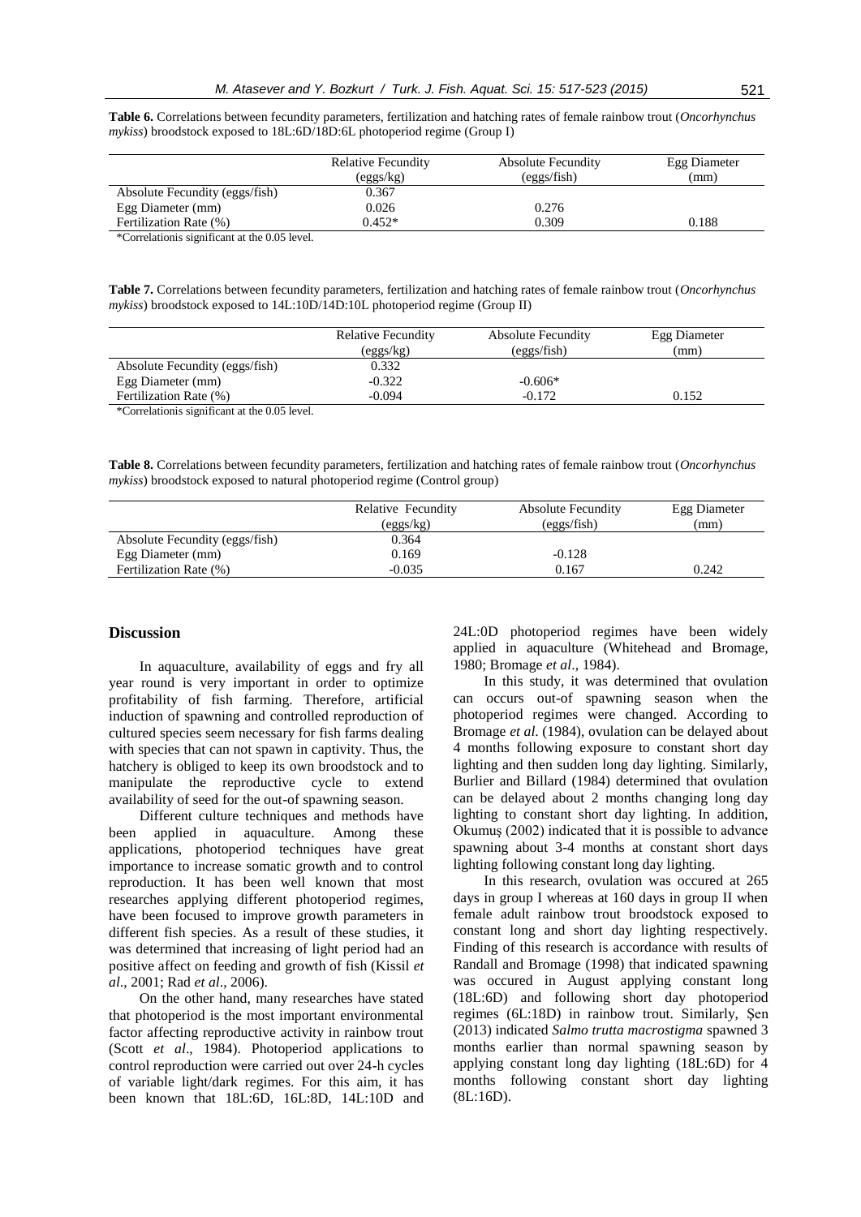**Table 6.** Correlations between fecundity parameters, fertilization and hatching rates of female rainbow trout (*Oncorhynchus mykiss*) broodstock exposed to 18L:6D/18D:6L photoperiod regime (Group I)

| | Relative Fecundity (eggs/kg) | Absolute Fecundity (eggs/fish) | Egg Diameter (mm) |
|---|---|---|---|
| Absolute Fecundity (eggs/fish) | 0.367 | | |
| Egg Diameter (mm) | 0.026 | 0.276 | |
| Fertilization Rate (%) | 0.452* | 0.309 | 0.188 |

*Correlationis significant at the 0.05 level.

**Table 7.** Correlations between fecundity parameters, fertilization and hatching rates of female rainbow trout (*Oncorhynchus mykiss*) broodstock exposed to 14L:10D/14D:10L photoperiod regime (Group II)

| | Relative Fecundity (eggs/kg) | Absolute Fecundity (eggs/fish) | Egg Diameter (mm) |
|---|---|---|---|
| Absolute Fecundity (eggs/fish) | 0.332 | | |
| Egg Diameter (mm) | -0.322 | -0.606* | |
| Fertilization Rate (%) | -0.094 | -0.172 | 0.152 |

*Correlationis significant at the 0.05 level.

**Table 8.** Correlations between fecundity parameters, fertilization and hatching rates of female rainbow trout (*Oncorhynchus mykiss*) broodstock exposed to natural photoperiod regime (Control group)

| | Relative Fecundity (eggs/kg) | Absolute Fecundity (eggs/fish) | Egg Diameter (mm) |
|---|---|---|---|
| Absolute Fecundity (eggs/fish) | 0.364 | | |
| Egg Diameter (mm) | 0.169 | -0.128 | |
| Fertilization Rate (%) | -0.035 | 0.167 | 0.242 |

## Discussion

In aquaculture, availability of eggs and fry all year round is very important in order to optimize profitability of fish farming. Therefore, artificial induction of spawning and controlled reproduction of cultured species seem necessary for fish farms dealing with species that can not spawn in captivity. Thus, the hatchery is obliged to keep its own broodstock and to manipulate the reproductive cycle to extend availability of seed for the out-of spawning season.

Different culture techniques and methods have been applied in aquaculture. Among these applications, photoperiod techniques have great importance to increase somatic growth and to control reproduction. It has been well known that most researches applying different photoperiod regimes, have been focused to improve growth parameters in different fish species. As a result of these studies, it was determined that increasing of light period had an positive affect on feeding and growth of fish (Kissil *et al*., 2001; Rad *et al*., 2006).

On the other hand, many researches have stated that photoperiod is the most important environmental factor affecting reproductive activity in rainbow trout (Scott *et al*., 1984). Photoperiod applications to control reproduction were carried out over 24-h cycles of variable light/dark regimes. For this aim, it has been known that 18L:6D, 16L:8D, 14L:10D and 24L:0D photoperiod regimes have been widely applied in aquaculture (Whitehead and Bromage, 1980; Bromage *et al*., 1984).

In this study, it was determined that ovulation can occurs out-of spawning season when the photoperiod regimes were changed. According to Bromage *et al*. (1984), ovulation can be delayed about 4 months following exposure to constant short day lighting and then sudden long day lighting. Similarly, Burlier and Billard (1984) determined that ovulation can be delayed about 2 months changing long day lighting to constant short day lighting. In addition, Okumuş (2002) indicated that it is possible to advance spawning about 3-4 months at constant short days lighting following constant long day lighting.

In this research, ovulation was occured at 265 days in group I whereas at 160 days in group II when female adult rainbow trout broodstock exposed to constant long and short day lighting respectively. Finding of this research is accordance with results of Randall and Bromage (1998) that indicated spawning was occured in August applying constant long (18L:6D) and following short day photoperiod regimes (6L:18D) in rainbow trout. Similarly, Şen (2013) indicated *Salmo trutta macrostigma* spawned 3 months earlier than normal spawning season by applying constant long day lighting (18L:6D) for 4 months following constant short day lighting (8L:16D).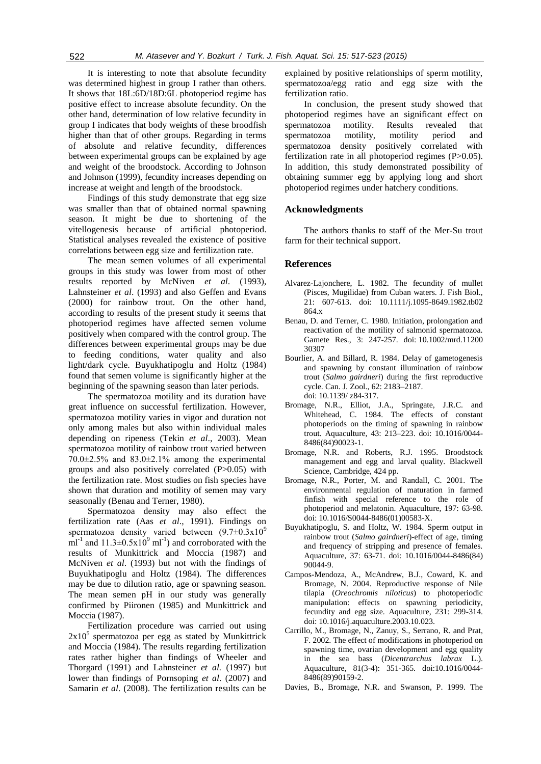It is interesting to note that absolute fecundity was determined highest in group I rather than others. It shows that 18L:6D/18D:6L photoperiod regime has positive effect to increase absolute fecundity. On the other hand, determination of low relative fecundity in group I indicates that body weights of these broodfish higher than that of other groups. Regarding in terms of absolute and relative fecundity, differences between experimental groups can be explained by age and weight of the broodstock. According to Johnson and Johnson (1999), fecundity increases depending on increase at weight and length of the broodstock.

Findings of this study demonstrate that egg size was smaller than that of obtained normal spawning season. It might be due to shortening of the vitellogenesis because of artificial photoperiod. Statistical analyses revealed the existence of positive correlations between egg size and fertilization rate.

The mean semen volumes of all experimental groups in this study was lower from most of other results reported by McNiven *et al*. (1993), Lahnsteiner *et al*. (1993) and also Geffen and Evans (2000) for rainbow trout. On the other hand, according to results of the present study it seems that photoperiod regimes have affected semen volume positively when compared with the control group. The differences between experimental groups may be due to feeding conditions, water quality and also light/dark cycle. Buyukhatipoglu and Holtz (1984) found that semen volume is significantly higher at the beginning of the spawning season than later periods.

The spermatozoa motility and its duration have great influence on successful fertilization. However, spermatozoa motility varies in vigor and duration not only among males but also within individual males depending on ripeness (Tekin *et al*., 2003). Mean spermatozoa motility of rainbow trout varied between 70.0±2.5% and 83.0±2.1% among the experimental groups and also positively correlated ($P>0.05$) with the fertilization rate. Most studies on fish species have shown that duration and motility of semen may vary seasonally (Benau and Terner, 1980).

Spermatozoa density may also effect the fertilization rate (Aas *et al*., 1991). Findings on spermatozoa density varied between ($9.7\pm0.3\times10^9$ $ml^{-1}$ and $11.3\pm0.5\times10^9$ $ml^{-1}$) and corroborated with the results of Munkittrick and Moccia (1987) and McNiven *et al*. (1993) but not with the findings of Buyukhatipoglu and Holtz (1984). The differences may be due to dilution ratio, age or spawning season. The mean semen pH in our study was generally confirmed by Piironen (1985) and Munkittrick and Moccia (1987).

Fertilization procedure was carried out using $2\times10^5$ spermatozoa per egg as stated by Munkittrick and Moccia (1984). The results regarding fertilization rates rather higher than findings of Wheeler and Thorgard (1991) and Lahnsteiner *et al.* (1997) but lower than findings of Pornsoping *et al*. (2007) and Samarin *et al*. (2008). The fertilization results can be explained by positive relationships of sperm motility, spermatozoa/egg ratio and egg size with the fertilization ratio.

In conclusion, the present study showed that photoperiod regimes have an significant effect on spermatozoa motility. Results revealed that spermatozoa motility, motility period and spermatozoa density positively correlated with fertilization rate in all photoperiod regimes ($P>0.05$). In addition, this study demonstrated possibility of obtaining summer egg by applying long and short photoperiod regimes under hatchery conditions.

## Acknowledgments

The authors thanks to staff of the Mer-Su trout farm for their technical support.

## References

Alvarez-Lajonchere, L. 1982. The fecundity of mullet (Pisces, Mugilidae) from Cuban waters. J. Fish Biol., 21: 607-613. doi: 10.1111/j.1095-8649.1982.tb02864.x

Benau, D. and Terner, C. 1980. Initiation, prolongation and reactivation of the motility of salmonid spermatozoa. Gamete Res., 3: 247-257. doi: 10.1002/mrd.1120030307

Bourlier, A. and Billard, R. 1984. Delay of gametogenesis and spawning by constant illumination of rainbow trout (*Salmo gairdneri*) during the first reproductive cycle. Can. J. Zool., 62: 2183–2187. doi: 10.1139/ z84-317.

Bromage, N.R., Elliot, J.A., Springate, J.R.C. and Whitehead, C. 1984. The effects of constant photoperiods on the timing of spawning in rainbow trout. Aquaculture, 43: 213–223. doi: 10.1016/0044-8486(84)90023-1.

Bromage, N.R. and Roberts, R.J. 1995. Broodstock management and egg and larval quality. Blackwell Science, Cambridge, 424 pp.

Bromage, N.R., Porter, M. and Randall, C. 2001. The environmental regulation of maturation in farmed finfish with special reference to the role of photoperiod and melatonin. Aquaculture, 197: 63-98. doi: 10.1016/S0044-8486(01)00583-X.

Buyukhatipoglu, S. and Holtz, W. 1984. Sperm output in rainbow trout (*Salmo gairdneri*)-effect of age, timing and frequency of stripping and presence of females. Aquaculture, 37: 63-71. doi: 10.1016/0044-8486(84)90044-9.

Campos-Mendoza, A., McAndrew, B.J., Coward, K. and Bromage, N. 2004. Reproductive response of Nile tilapia (*Oreochromis niloticus*) to photoperiodic manipulation: effects on spawning periodicity, fecundity and egg size. Aquaculture, 231: 299-314. doi: 10.1016/j.aquaculture.2003.10.023.

Carrillo, M., Bromage, N., Zanuy, S., Serrano, R. and Prat, F. 2002. The effect of modifications in photoperiod on spawning time, ovarian development and egg quality in the sea bass (*Dicentrarchus labrax* L.). Aquaculture, 81(3-4): 351-365. doi:10.1016/0044-8486(89)90159-2.

Davies, B., Bromage, N.R. and Swanson, P. 1999. The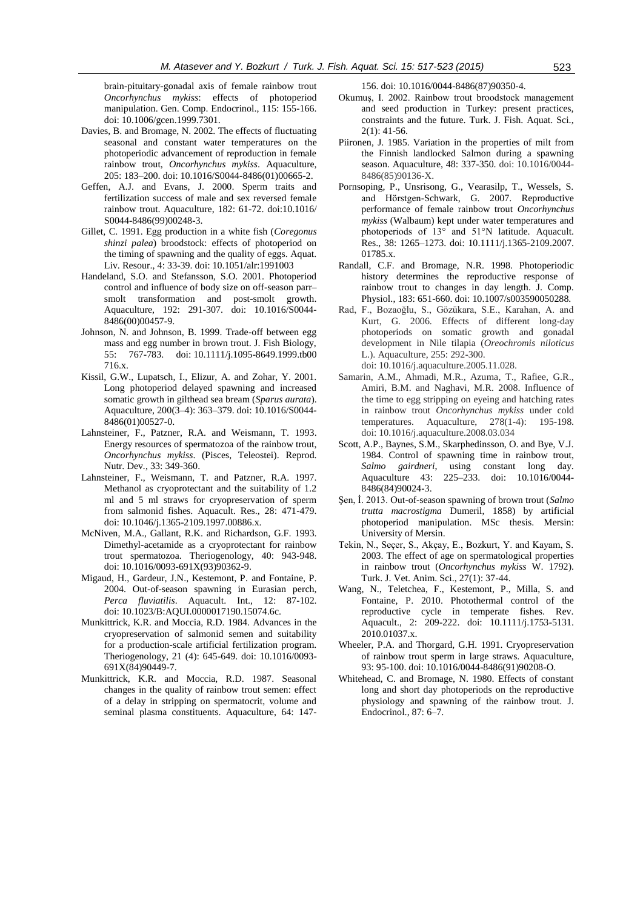brain-pituitary-gonadal axis of female rainbow trout *Oncorhynchus mykiss*: effects of photoperiod manipulation. Gen. Comp. Endocrinol., 115: 155-166. doi: 10.1006/gcen.1999.7301.

Davies, B. and Bromage, N. 2002. The effects of fluctuating seasonal and constant water temperatures on the photoperiodic advancement of reproduction in female rainbow trout, *Oncorhynchus mykiss*. Aquaculture, 205: 183–200. doi: 10.1016/S0044-8486(01)00665-2.

Geffen, A.J. and Evans, J. 2000. Sperm traits and fertilization success of male and sex reversed female rainbow trout. Aquaculture, 182: 61-72. doi:10.1016/S0044-8486(99)00248-3.

Gillet, C. 1991. Egg production in a white fish (*Coregonus shinzi palea*) broodstock: effects of photoperiod on the timing of spawning and the quality of eggs. Aquat. Liv. Resour., 4: 33-39. doi: 10.1051/alr:1991003

Handeland, S.O. and Stefansson, S.O. 2001. Photoperiod control and influence of body size on off-season parr–smolt transformation and post-smolt growth. Aquaculture, 192: 291-307. doi: 10.1016/S0044-8486(00)00457-9.

Johnson, N. and Johnson, B. 1999. Trade-off between egg mass and egg number in brown trout. J. Fish Biology, 55: 767-783. doi: 10.1111/j.1095-8649.1999.tb00716.x.

Kissil, G.W., Lupatsch, I., Elizur, A. and Zohar, Y. 2001. Long photoperiod delayed spawning and increased somatic growth in gilthead sea bream (*Sparus aurata*). Aquaculture, 200(3–4): 363–379. doi: 10.1016/S0044-8486(01)00527-0.

Lahnsteiner, F., Patzner, R.A. and Weismann, T. 1993. Energy resources of spermatozoa of the rainbow trout, *Oncorhynchus mykiss*. (Pisces, Teleostei). Reprod. Nutr. Dev., 33: 349-360.

Lahnsteiner, F., Weismann, T. and Patzner, R.A. 1997. Methanol as cryoprotectant and the suitability of 1.2 ml and 5 ml straws for cryopreservation of sperm from salmonid fishes. Aquacult. Res., 28: 471-479. doi: 10.1046/j.1365-2109.1997.00886.x.

McNiven, M.A., Gallant, R.K. and Richardson, G.F. 1993. Dimethyl-acetamide as a cryoprotectant for rainbow trout spermatozoa. Theriogenology, 40: 943-948. doi: 10.1016/0093-691X(93)90362-9.

Migaud, H., Gardeur, J.N., Kestemont, P. and Fontaine, P. 2004. Out-of-season spawning in Eurasian perch, *Perca fluviatilis*. Aquacult. Int., 12: 87-102. doi: 10.1023/B:AQUI.0000017190.15074.6c.

Munkittrick, K.R. and Moccia, R.D. 1984. Advances in the cryopreservation of salmonid semen and suitability for a production-scale artificial fertilization program. Theriogenology, 21 (4): 645-649. doi: 10.1016/0093-691X(84)90449-7.

Munkittrick, K.R. and Moccia, R.D. 1987. Seasonal changes in the quality of rainbow trout semen: effect of a delay in stripping on spermatocrit, volume and seminal plasma constituents. Aquaculture, 64: 147-156. doi: 10.1016/0044-8486(87)90350-4.

Okumuş, I. 2002. Rainbow trout broodstock management and seed production in Turkey: present practices, constraints and the future. Turk. J. Fish. Aquat. Sci., 2(1): 41-56.

Piironen, J. 1985. Variation in the properties of milt from the Finnish landlocked Salmon during a spawning season. Aquaculture, 48: 337-350. doi: 10.1016/0044-8486(85)90136-X.

Pornsoping, P., Unsrisong, G., Vearasilp, T., Wessels, S. and Hörstgen-Schwark, G. 2007. Reproductive performance of female rainbow trout *Oncorhynchus mykiss* (Walbaum) kept under water temperatures and photoperiods of 13° and 51°N latitude. Aquacult. Res., 38: 1265–1273. doi: 10.1111/j.1365-2109.2007.01785.x.

Randall, C.F. and Bromage, N.R. 1998. Photoperiodic history determines the reproductive response of rainbow trout to changes in day length. J. Comp. Physiol., 183: 651-660. doi: 10.1007/s003590050288.

Rad, F., Bozaoğlu, S., Gözükara, S.E., Karahan, A. and Kurt, G. 2006. Effects of different long-day photoperiods on somatic growth and gonadal development in Nile tilapia (*Oreochromis niloticus* L.). Aquaculture, 255: 292-300. doi: 10.1016/j.aquaculture.2005.11.028.

Samarin, A.M., Ahmadi, M.R., Azuma, T., Rafiee, G.R., Amiri, B.M. and Naghavi, M.R. 2008. Influence of the time to egg stripping on eyeing and hatching rates in rainbow trout *Oncorhynchus mykiss* under cold temperatures. Aquaculture, 278(1-4): 195-198. doi: 10.1016/j.aquaculture.2008.03.034

Scott, A.P., Baynes, S.M., Skarphedinsson, O. and Bye, V.J. 1984. Control of spawning time in rainbow trout, *Salmo gairdneri*, using constant long day. Aquaculture 43: 225–233. doi: 10.1016/0044-8486(84)90024-3.

Şen, İ. 2013. Out-of-season spawning of brown trout (*Salmo trutta macrostigma* Dumeril, 1858) by artificial photoperiod manipulation. MSc thesis. Mersin: University of Mersin.

Tekin, N., Seçer, S., Akçay, E., Bozkurt, Y. and Kayam, S. 2003. The effect of age on spermatological properties in rainbow trout (*Oncorhynchus mykiss* W. 1792). Turk. J. Vet. Anim. Sci., 27(1): 37-44.

Wang, N., Teletchea, F., Kestemont, P., Milla, S. and Fontaine, P. 2010. Photothermal control of the reproductive cycle in temperate fishes. Rev. Aquacult., 2: 209-222. doi: 10.1111/j.1753-5131.2010.01037.x.

Wheeler, P.A. and Thorgard, G.H. 1991. Cryopreservation of rainbow trout sperm in large straws. Aquaculture, 93: 95-100. doi: 10.1016/0044-8486(91)90208-O.

Whitehead, C. and Bromage, N. 1980. Effects of constant long and short day photoperiods on the reproductive physiology and spawning of the rainbow trout. J. Endocrinol., 87: 6–7.